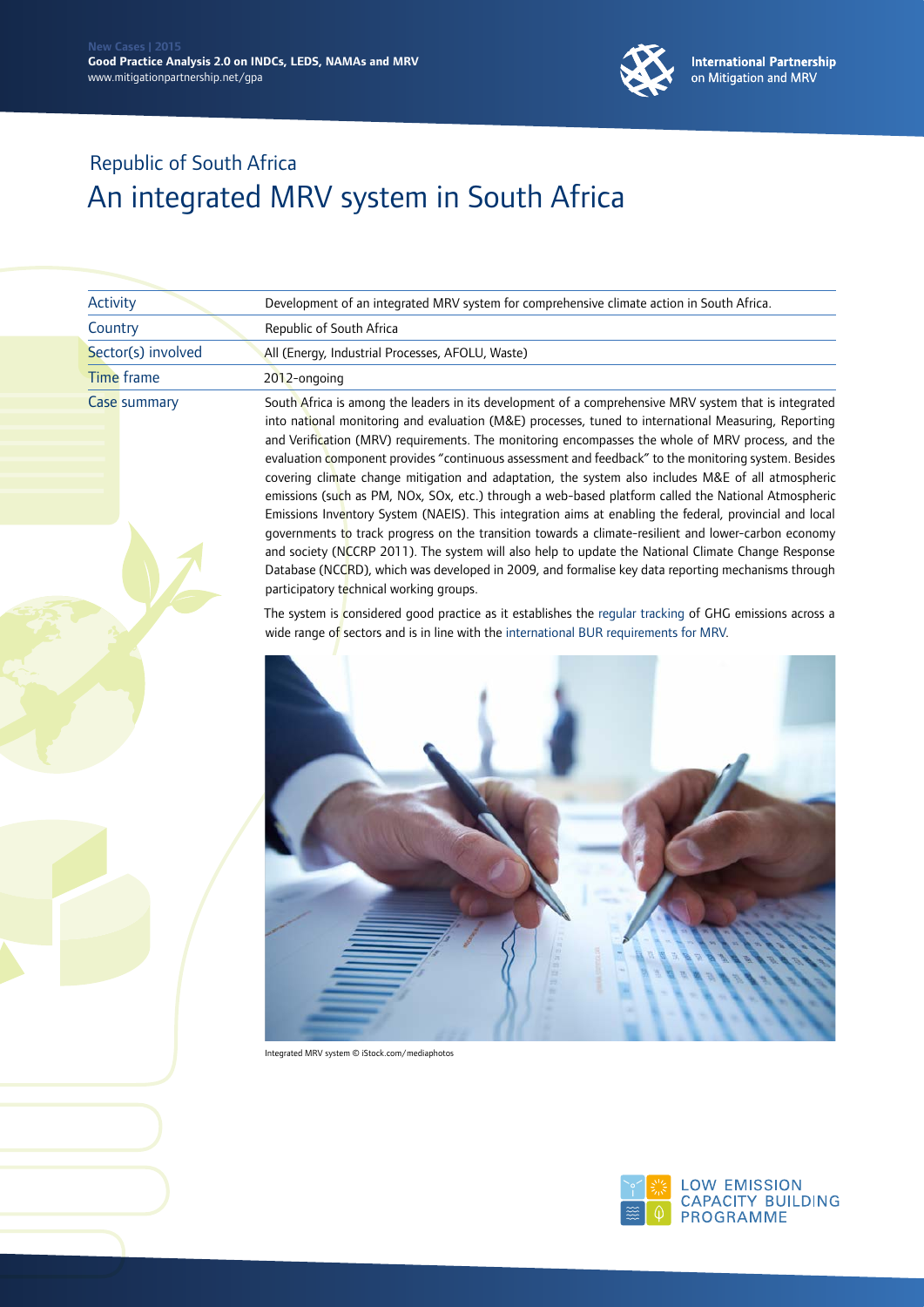New Cases | 2015
**Good Practice Analysis 2.0 on INDCs, LEDS, NAMAs and MRV**
www.mitigationpartnership.net/gpa

**International Partnership on Mitigation and MRV**

## Republic of South Africa

# An integrated MRV system in South Africa

| | |
|---|---|
| Activity | Development of an integrated MRV system for comprehensive climate action in South Africa. |
| Country | Republic of South Africa |
| Sector(s) involved | All (Energy, Industrial Processes, AFOLU, Waste) |
| Time frame | 2012-ongoing |
| Case summary | South Africa is among the leaders in its development of a comprehensive MRV system that is integrated into national monitoring and evaluation (M&E) processes, tuned to international Measuring, Reporting and Verification (MRV) requirements. The monitoring encompasses the whole of MRV process, and the evaluation component provides "continuous assessment and feedback" to the monitoring system. Besides covering climate change mitigation and adaptation, the system also includes M&E of all atmospheric emissions (such as PM, NOx, SOx, etc.) through a web-based platform called the National Atmospheric Emissions Inventory System (NAEIS). This integration aims at enabling the federal, provincial and local governments to track progress on the transition towards a climate-resilient and lower-carbon economy and society (NCCRP 2011). The system will also help to update the National Climate Change Response Database (NCCRD), which was developed in 2009, and formalise key data reporting mechanisms through participatory technical working groups. |

The system is considered good practice as it establishes the regular tracking of GHG emissions across a wide range of sectors and is in line with the international BUR requirements for MRV.

Integrated MRV system © iStock.com/mediaphotos

LOW EMISSION CAPACITY BUILDING PROGRAMME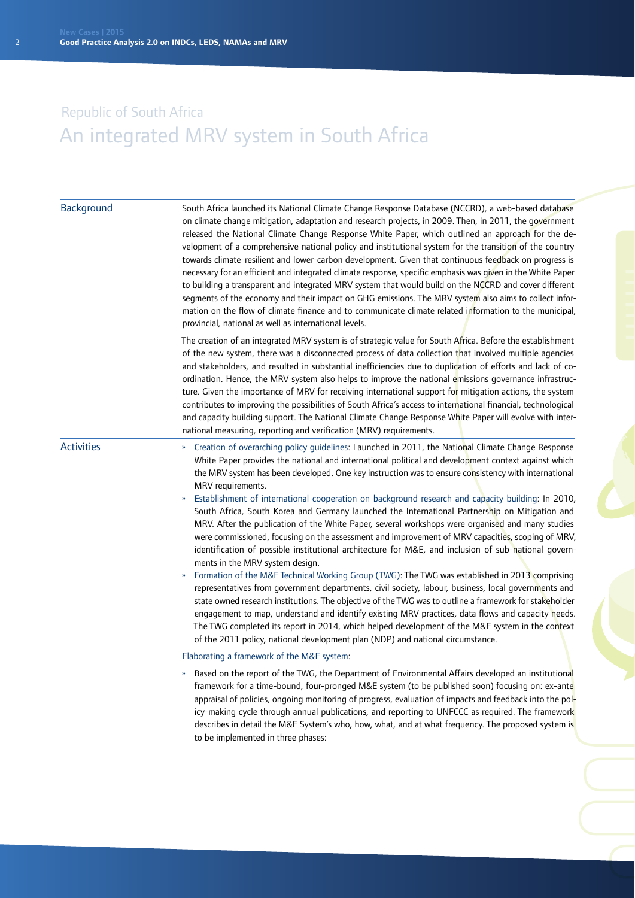Republic of South Africa

# An integrated MRV system in South Africa

## Background

South Africa launched its National Climate Change Response Database (NCCRD), a web-based database on climate change mitigation, adaptation and research projects, in 2009. Then, in 2011, the government released the National Climate Change Response White Paper, which outlined an approach for the development of a comprehensive national policy and institutional system for the transition of the country towards climate-resilient and lower-carbon development. Given that continuous feedback on progress is necessary for an efficient and integrated climate response, specific emphasis was given in the White Paper to building a transparent and integrated MRV system that would build on the NCCRD and cover different segments of the economy and their impact on GHG emissions. The MRV system also aims to collect information on the flow of climate finance and to communicate climate related information to the municipal, provincial, national as well as international levels.

The creation of an integrated MRV system is of strategic value for South Africa. Before the establishment of the new system, there was a disconnected process of data collection that involved multiple agencies and stakeholders, and resulted in substantial inefficiencies due to duplication of efforts and lack of coordination. Hence, the MRV system also helps to improve the national emissions governance infrastructure. Given the importance of MRV for receiving international support for mitigation actions, the system contributes to improving the possibilities of South Africa's access to international financial, technological and capacity building support. The National Climate Change Response White Paper will evolve with international measuring, reporting and verification (MRV) requirements.

## Activities

- Creation of overarching policy guidelines: Launched in 2011, the National Climate Change Response White Paper provides the national and international political and development context against which the MRV system has been developed. One key instruction was to ensure consistency with international MRV requirements.
- Establishment of international cooperation on background research and capacity building: In 2010, South Africa, South Korea and Germany launched the International Partnership on Mitigation and MRV. After the publication of the White Paper, several workshops were organised and many studies were commissioned, focusing on the assessment and improvement of MRV capacities, scoping of MRV, identification of possible institutional architecture for M&E, and inclusion of sub-national governments in the MRV system design.
- Formation of the M&E Technical Working Group (TWG): The TWG was established in 2013 comprising representatives from government departments, civil society, labour, business, local governments and state owned research institutions. The objective of the TWG was to outline a framework for stakeholder engagement to map, understand and identify existing MRV practices, data flows and capacity needs. The TWG completed its report in 2014, which helped development of the M&E system in the context of the 2011 policy, national development plan (NDP) and national circumstance.

Elaborating a framework of the M&E system:

- Based on the report of the TWG, the Department of Environmental Affairs developed an institutional framework for a time-bound, four-pronged M&E system (to be published soon) focusing on: ex-ante appraisal of policies, ongoing monitoring of progress, evaluation of impacts and feedback into the policy-making cycle through annual publications, and reporting to UNFCCC as required. The framework describes in detail the M&E System's who, how, what, and at what frequency. The proposed system is to be implemented in three phases: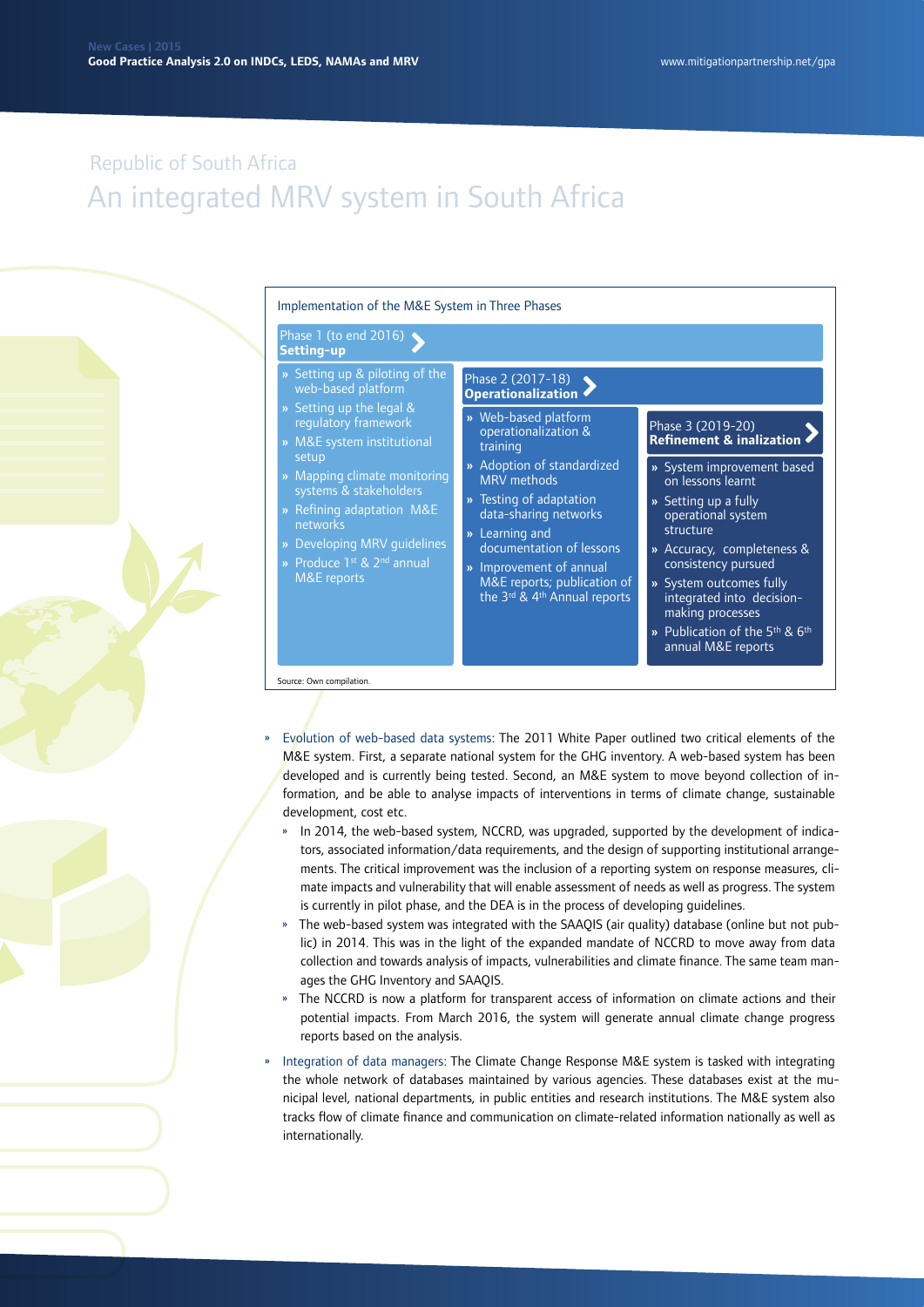Republic of South Africa

# An integrated MRV system in South Africa

**Implementation of the M&E System in Three Phases**

| Phase 1 (to end 2016) **Setting-up** | Phase 2 (2017-18) **Operationalization** | Phase 3 (2019-20) **Refinement & inalization** |
|---|---|---|
| » Setting up & piloting of the web-based platform<br>» Setting up the legal & regulatory framework<br>» M&E system institutional setup<br>» Mapping climate monitoring systems & stakeholders<br>» Refining adaptation M&E networks<br>» Developing MRV guidelines<br>» Produce 1st & 2nd annual M&E reports | » Web-based platform operationalization & training<br>» Adoption of standardized MRV methods<br>» Testing of adaptation data-sharing networks<br>» Learning and documentation of lessons<br>» Improvement of annual M&E reports; publication of the 3rd & 4th Annual reports | » System improvement based on lessons learnt<br>» Setting up a fully operational system structure<br>» Accuracy, completeness & consistency pursued<br>» System outcomes fully integrated into decision-making processes<br>» Publication of the 5th & 6th annual M&E reports |

Source: Own compilation.

- Evolution of web-based data systems: The 2011 White Paper outlined two critical elements of the M&E system. First, a separate national system for the GHG inventory. A web-based system has been developed and is currently being tested. Second, an M&E system to move beyond collection of information, and be able to analyse impacts of interventions in terms of climate change, sustainable development, cost etc.
  - In 2014, the web-based system, NCCRD, was upgraded, supported by the development of indicators, associated information/data requirements, and the design of supporting institutional arrangements. The critical improvement was the inclusion of a reporting system on response measures, climate impacts and vulnerability that will enable assessment of needs as well as progress. The system is currently in pilot phase, and the DEA is in the process of developing guidelines.
  - The web-based system was integrated with the SAAQIS (air quality) database (online but not public) in 2014. This was in the light of the expanded mandate of NCCRD to move away from data collection and towards analysis of impacts, vulnerabilities and climate finance. The same team manages the GHG Inventory and SAAQIS.
  - The NCCRD is now a platform for transparent access of information on climate actions and their potential impacts. From March 2016, the system will generate annual climate change progress reports based on the analysis.
- Integration of data managers: The Climate Change Response M&E system is tasked with integrating the whole network of databases maintained by various agencies. These databases exist at the municipal level, national departments, in public entities and research institutions. The M&E system also tracks flow of climate finance and communication on climate-related information nationally as well as internationally.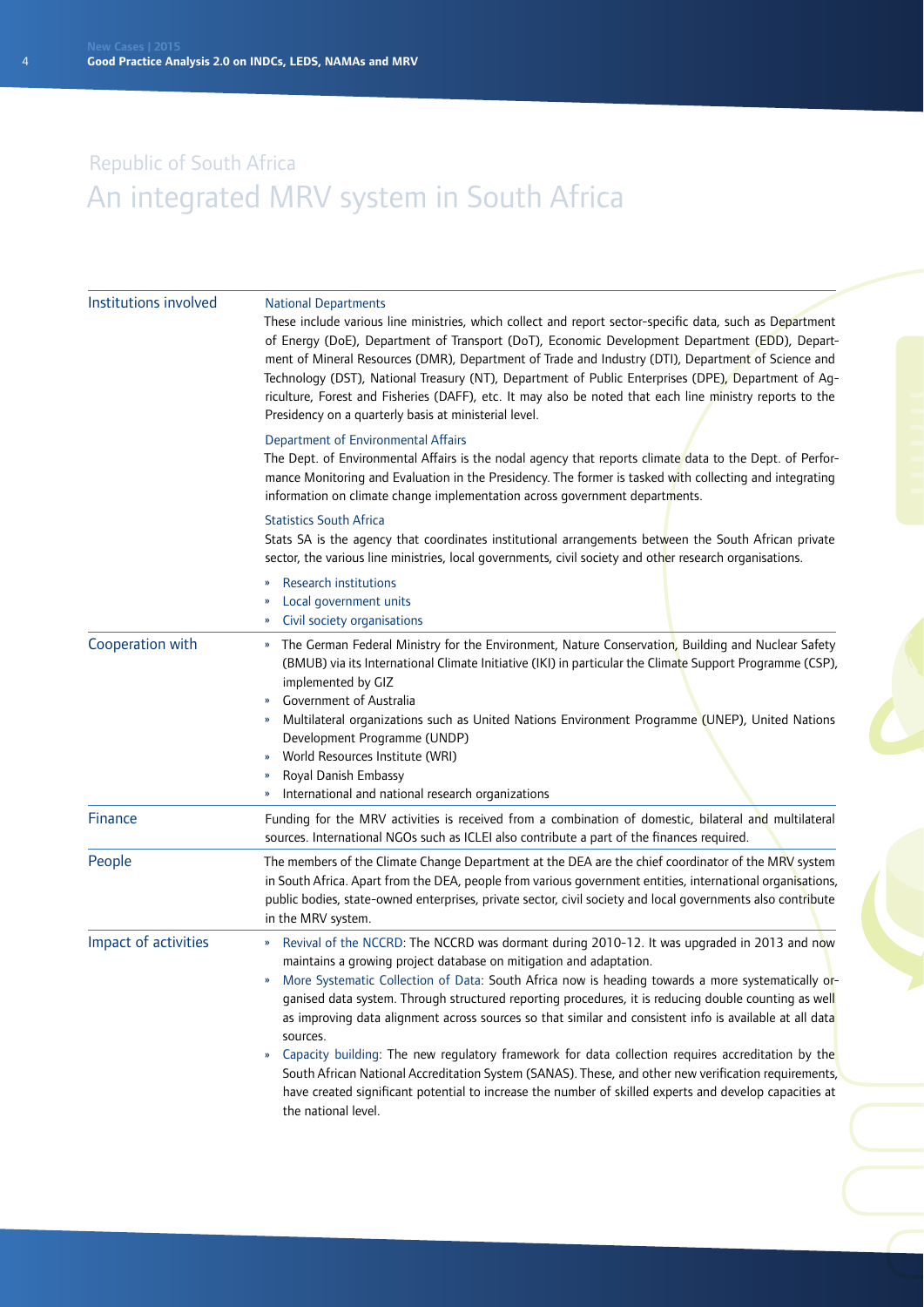Republic of South Africa

# An integrated MRV system in South Africa

| | |
|---|---|
| Institutions involved | National Departments<br>These include various line ministries, which collect and report sector-specific data, such as Department of Energy (DoE), Department of Transport (DoT), Economic Development Department (EDD), Department of Mineral Resources (DMR), Department of Trade and Industry (DTI), Department of Science and Technology (DST), National Treasury (NT), Department of Public Enterprises (DPE), Department of Agriculture, Forest and Fisheries (DAFF), etc. It may also be noted that each line ministry reports to the Presidency on a quarterly basis at ministerial level.<br><br>Department of Environmental Affairs<br>The Dept. of Environmental Affairs is the nodal agency that reports climate data to the Dept. of Performance Monitoring and Evaluation in the Presidency. The former is tasked with collecting and integrating information on climate change implementation across government departments.<br><br>Statistics South Africa<br>Stats SA is the agency that coordinates institutional arrangements between the South African private sector, the various line ministries, local governments, civil society and other research organisations.<br><br>» Research institutions<br>» Local government units<br>» Civil society organisations |
| Cooperation with | » The German Federal Ministry for the Environment, Nature Conservation, Building and Nuclear Safety (BMUB) via its International Climate Initiative (IKI) in particular the Climate Support Programme (CSP), implemented by GIZ<br>» Government of Australia<br>» Multilateral organizations such as United Nations Environment Programme (UNEP), United Nations Development Programme (UNDP)<br>» World Resources Institute (WRI)<br>» Royal Danish Embassy<br>» International and national research organizations |
| Finance | Funding for the MRV activities is received from a combination of domestic, bilateral and multilateral sources. International NGOs such as ICLEI also contribute a part of the finances required. |
| People | The members of the Climate Change Department at the DEA are the chief coordinator of the MRV system in South Africa. Apart from the DEA, people from various government entities, international organisations, public bodies, state-owned enterprises, private sector, civil society and local governments also contribute in the MRV system. |
| Impact of activities | » Revival of the NCCRD: The NCCRD was dormant during 2010-12. It was upgraded in 2013 and now maintains a growing project database on mitigation and adaptation.<br>» More Systematic Collection of Data: South Africa now is heading towards a more systematically organised data system. Through structured reporting procedures, it is reducing double counting as well as improving data alignment across sources so that similar and consistent info is available at all data sources.<br>» Capacity building: The new regulatory framework for data collection requires accreditation by the South African National Accreditation System (SANAS). These, and other new verification requirements, have created significant potential to increase the number of skilled experts and develop capacities at the national level. |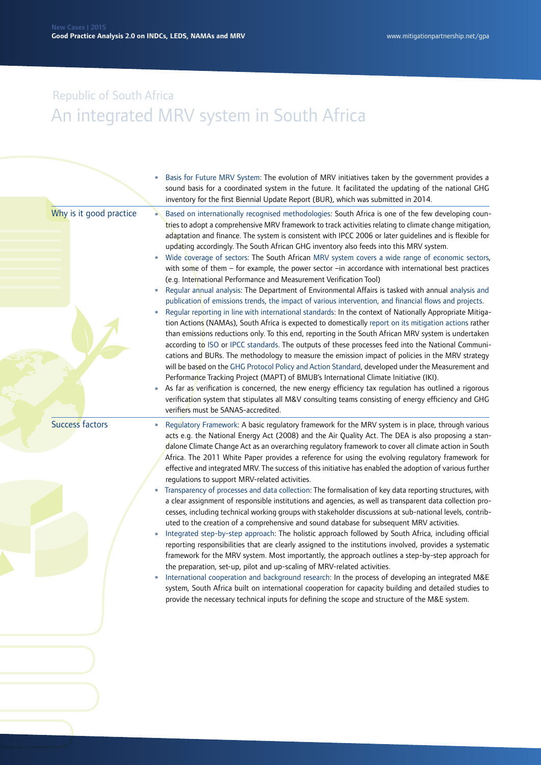Republic of South Africa

# An integrated MRV system in South Africa

- Basis for Future MRV System: The evolution of MRV initiatives taken by the government provides a sound basis for a coordinated system in the future. It facilitated the updating of the national GHG inventory for the first Biennial Update Report (BUR), which was submitted in 2014.

## Why is it good practice

- Based on internationally recognised methodologies: South Africa is one of the few developing countries to adopt a comprehensive MRV framework to track activities relating to climate change mitigation, adaptation and finance. The system is consistent with IPCC 2006 or later guidelines and is flexible for updating accordingly. The South African GHG inventory also feeds into this MRV system.
- Wide coverage of sectors: The South African MRV system covers a wide range of economic sectors, with some of them – for example, the power sector –in accordance with international best practices (e.g. International Performance and Measurement Verification Tool)
- Regular annual analysis: The Department of Environmental Affairs is tasked with annual analysis and publication of emissions trends, the impact of various intervention, and financial flows and projects.
- Regular reporting in line with international standards: In the context of Nationally Appropriate Mitigation Actions (NAMAs), South Africa is expected to domestically report on its mitigation actions rather than emissions reductions only. To this end, reporting in the South African MRV system is undertaken according to ISO or IPCC standards. The outputs of these processes feed into the National Communications and BURs. The methodology to measure the emission impact of policies in the MRV strategy will be based on the GHG Protocol Policy and Action Standard, developed under the Measurement and Performance Tracking Project (MAPT) of BMUB's International Climate Initiative (IKI).
- As far as verification is concerned, the new energy efficiency tax regulation has outlined a rigorous verification system that stipulates all M&V consulting teams consisting of energy efficiency and GHG verifiers must be SANAS-accredited.

## Success factors

- Regulatory Framework: A basic regulatory framework for the MRV system is in place, through various acts e.g. the National Energy Act (2008) and the Air Quality Act. The DEA is also proposing a standalone Climate Change Act as an overarching regulatory framework to cover all climate action in South Africa. The 2011 White Paper provides a reference for using the evolving regulatory framework for effective and integrated MRV. The success of this initiative has enabled the adoption of various further regulations to support MRV-related activities.
- Transparency of processes and data collection: The formalisation of key data reporting structures, with a clear assignment of responsible institutions and agencies, as well as transparent data collection processes, including technical working groups with stakeholder discussions at sub-national levels, contributed to the creation of a comprehensive and sound database for subsequent MRV activities.
- Integrated step-by-step approach: The holistic approach followed by South Africa, including official reporting responsibilities that are clearly assigned to the institutions involved, provides a systematic framework for the MRV system. Most importantly, the approach outlines a step-by-step approach for the preparation, set-up, pilot and up-scaling of MRV-related activities.
- International cooperation and background research: In the process of developing an integrated M&E system, South Africa built on international cooperation for capacity building and detailed studies to provide the necessary technical inputs for defining the scope and structure of the M&E system.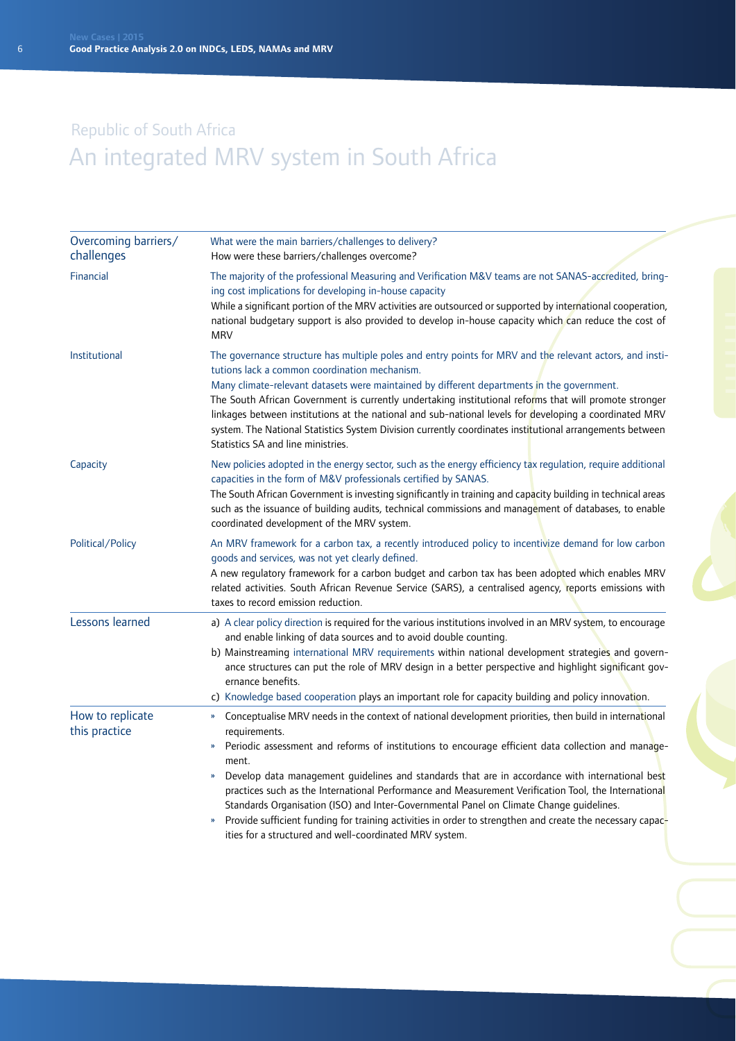Republic of South Africa

# An integrated MRV system in South Africa

| Overcoming barriers/ challenges | What were the main barriers/challenges to delivery? How were these barriers/challenges overcome? |
| --- | --- |
| Financial | The majority of the professional Measuring and Verification M&V teams are not SANAS-accredited, bringing cost implications for developing in-house capacity<br>While a significant portion of the MRV activities are outsourced or supported by international cooperation, national budgetary support is also provided to develop in-house capacity which can reduce the cost of MRV |
| Institutional | The governance structure has multiple poles and entry points for MRV and the relevant actors, and institutions lack a common coordination mechanism.<br>Many climate-relevant datasets were maintained by different departments in the government.<br>The South African Government is currently undertaking institutional reforms that will promote stronger linkages between institutions at the national and sub-national levels for developing a coordinated MRV system. The National Statistics System Division currently coordinates institutional arrangements between Statistics SA and line ministries. |
| Capacity | New policies adopted in the energy sector, such as the energy efficiency tax regulation, require additional capacities in the form of M&V professionals certified by SANAS.<br>The South African Government is investing significantly in training and capacity building in technical areas such as the issuance of building audits, technical commissions and management of databases, to enable coordinated development of the MRV system. |
| Political/Policy | An MRV framework for a carbon tax, a recently introduced policy to incentivize demand for low carbon goods and services, was not yet clearly defined.<br>A new regulatory framework for a carbon budget and carbon tax has been adopted which enables MRV related activities. South African Revenue Service (SARS), a centralised agency, reports emissions with taxes to record emission reduction. |
| Lessons learned | a) A clear policy direction is required for the various institutions involved in an MRV system, to encourage and enable linking of data sources and to avoid double counting.<br>b) Mainstreaming international MRV requirements within national development strategies and governance structures can put the role of MRV design in a better perspective and highlight significant governance benefits.<br>c) Knowledge based cooperation plays an important role for capacity building and policy innovation. |
| How to replicate this practice | » Conceptualise MRV needs in the context of national development priorities, then build in international requirements.<br>» Periodic assessment and reforms of institutions to encourage efficient data collection and management.<br>» Develop data management guidelines and standards that are in accordance with international best practices such as the International Performance and Measurement Verification Tool, the International Standards Organisation (ISO) and Inter-Governmental Panel on Climate Change guidelines.<br>» Provide sufficient funding for training activities in order to strengthen and create the necessary capacities for a structured and well-coordinated MRV system. |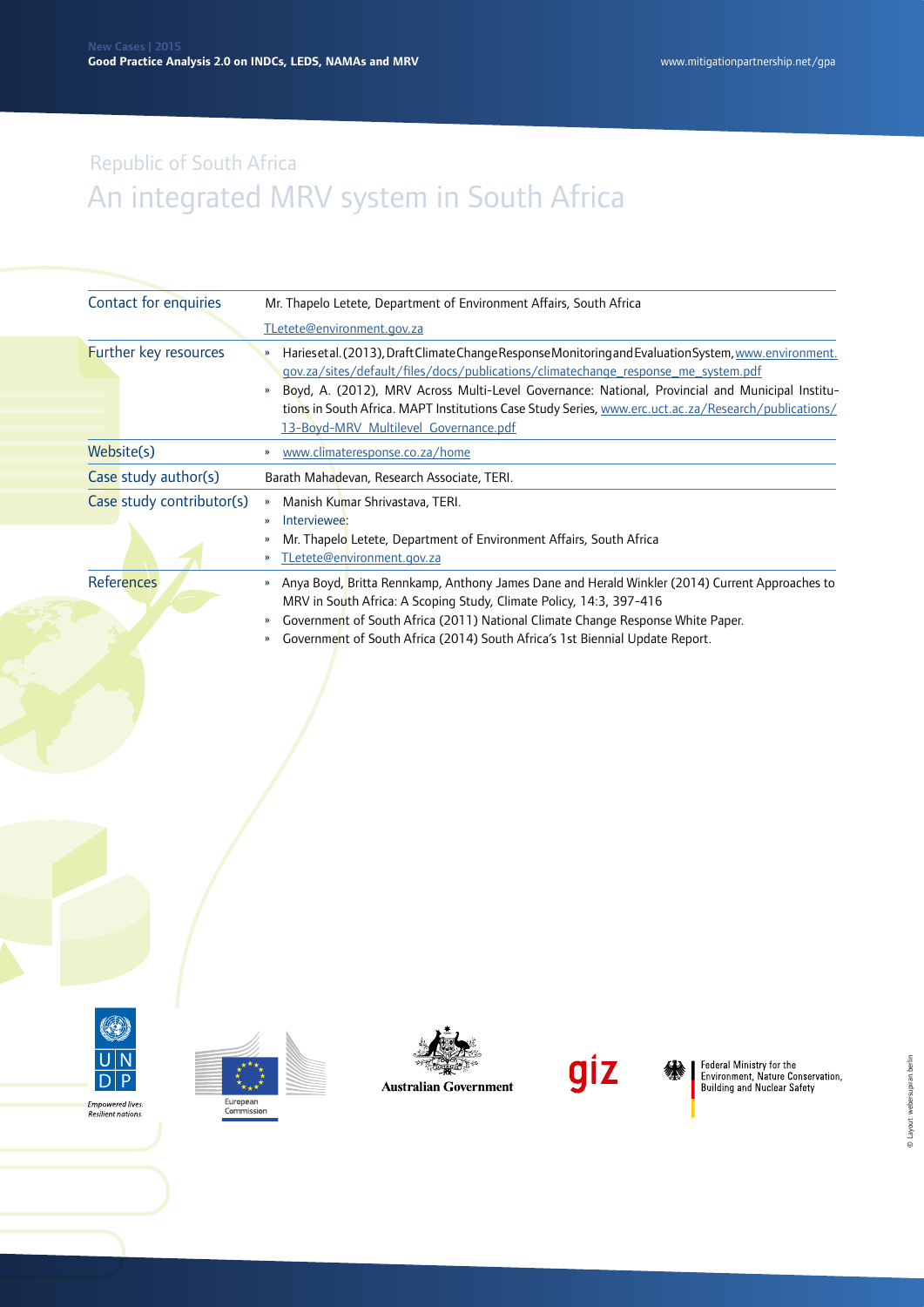Republic of South Africa

# An integrated MRV system in South Africa

| | |
|---|---|
| Contact for enquiries | Mr. Thapelo Letete, Department of Environment Affairs, South Africa<br>TLetete@environment.gov.za |
| Further key resources | » Haries et al. (2013), Draft Climate Change Response Monitoring and Evaluation System, www.environment.gov.za/sites/default/files/docs/publications/climatechange_response_me_system.pdf<br>» Boyd, A. (2012), MRV Across Multi-Level Governance: National, Provincial and Municipal Institutions in South Africa. MAPT Institutions Case Study Series, www.erc.uct.ac.za/Research/publications/13-Boyd-MRV_Multilevel_Governance.pdf |
| Website(s) | » www.climateresponse.co.za/home |
| Case study author(s) | Barath Mahadevan, Research Associate, TERI. |
| Case study contributor(s) | » Manish Kumar Shrivastava, TERI.<br>» Interviewee:<br>» Mr. Thapelo Letete, Department of Environment Affairs, South Africa<br>» TLetete@environment.gov.za |
| References | » Anya Boyd, Britta Rennkamp, Anthony James Dane and Herald Winkler (2014) Current Approaches to MRV in South Africa: A Scoping Study, Climate Policy, 14:3, 397-416<br>» Government of South Africa (2011) National Climate Change Response White Paper.<br>» Government of South Africa (2014) South Africa's 1st Biennial Update Report. |

Empowered lives. Resilient nations.

European Commission

Australian Government

giz

Federal Ministry for the Environment, Nature Conservation, Building and Nuclear Safety